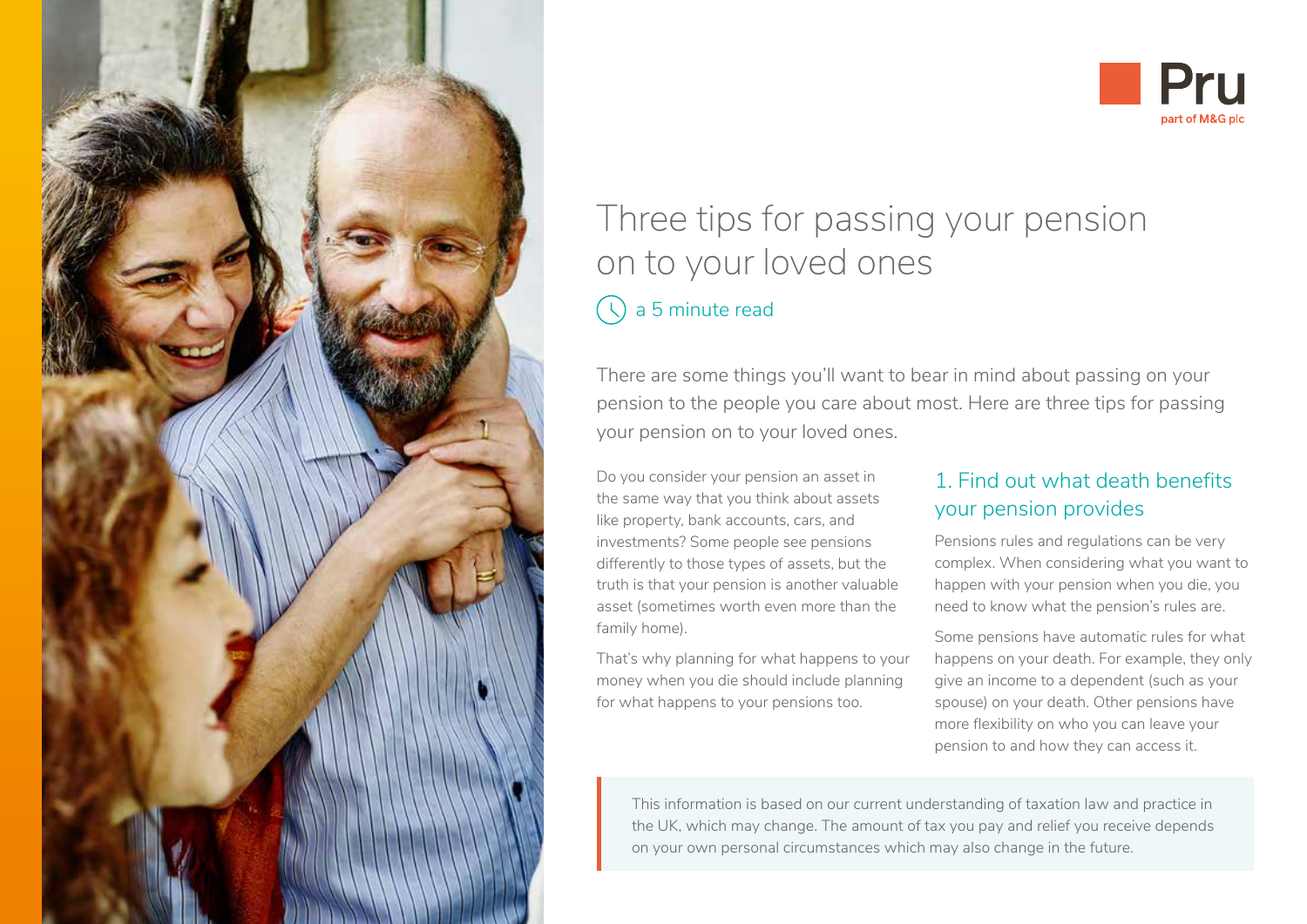Pru
part of M&G plc

# Three tips for passing your pension on to your loved ones

a 5 minute read

There are some things you'll want to bear in mind about passing on your pension to the people you care about most. Here are three tips for passing your pension on to your loved ones.

Do you consider your pension an asset in the same way that you think about assets like property, bank accounts, cars, and investments? Some people see pensions differently to those types of assets, but the truth is that your pension is another valuable asset (sometimes worth even more than the family home).

That's why planning for what happens to your money when you die should include planning for what happens to your pensions too.

## 1. Find out what death benefits your pension provides

Pensions rules and regulations can be very complex. When considering what you want to happen with your pension when you die, you need to know what the pension's rules are.

Some pensions have automatic rules for what happens on your death. For example, they only give an income to a dependent (such as your spouse) on your death. Other pensions have more flexibility on who you can leave your pension to and how they can access it.

> This information is based on our current understanding of taxation law and practice in the UK, which may change. The amount of tax you pay and relief you receive depends on your own personal circumstances which may also change in the future.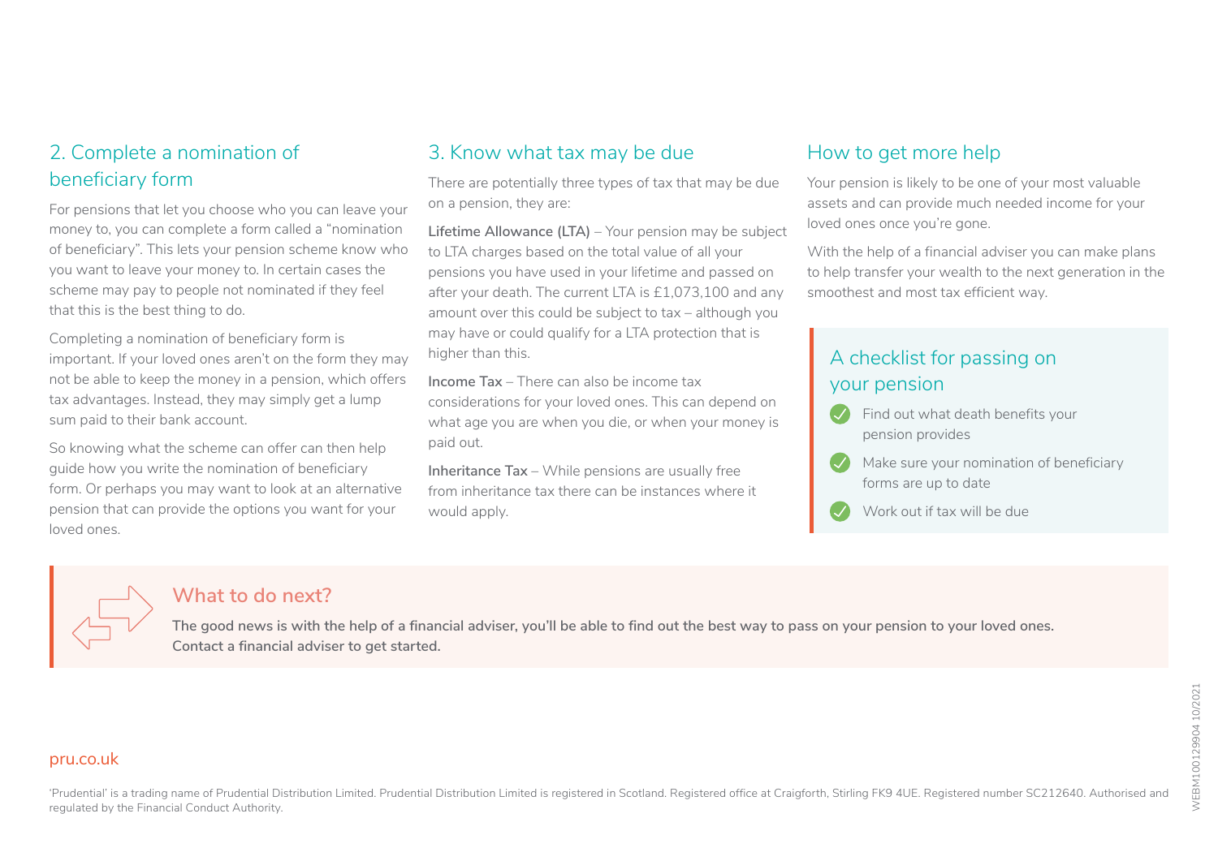## 2. Complete a nomination of beneficiary form

For pensions that let you choose who you can leave your money to, you can complete a form called a "nomination of beneficiary". This lets your pension scheme know who you want to leave your money to. In certain cases the scheme may pay to people not nominated if they feel that this is the best thing to do.

Completing a nomination of beneficiary form is important. If your loved ones aren't on the form they may not be able to keep the money in a pension, which offers tax advantages. Instead, they may simply get a lump sum paid to their bank account.

So knowing what the scheme can offer can then help guide how you write the nomination of beneficiary form. Or perhaps you may want to look at an alternative pension that can provide the options you want for your loved ones.

## 3. Know what tax may be due

There are potentially three types of tax that may be due on a pension, they are:

**Lifetime Allowance (LTA)** – Your pension may be subject to LTA charges based on the total value of all your pensions you have used in your lifetime and passed on after your death. The current LTA is £1,073,100 and any amount over this could be subject to tax – although you may have or could qualify for a LTA protection that is higher than this.

**Income Tax** – There can also be income tax considerations for your loved ones. This can depend on what age you are when you die, or when your money is paid out.

**Inheritance Tax** – While pensions are usually free from inheritance tax there can be instances where it would apply.

## How to get more help

Your pension is likely to be one of your most valuable assets and can provide much needed income for your loved ones once you're gone.

With the help of a financial adviser you can make plans to help transfer your wealth to the next generation in the smoothest and most tax efficient way.

### A checklist for passing on your pension

- Find out what death benefits your pension provides
- Make sure your nomination of beneficiary forms are up to date
- Work out if tax will be due

### What to do next?

**The good news is with the help of a financial adviser, you'll be able to find out the best way to pass on your pension to your loved ones. Contact a financial adviser to get started.**

pru.co.uk

'Prudential' is a trading name of Prudential Distribution Limited. Prudential Distribution Limited is registered in Scotland. Registered office at Craigforth, Stirling FK9 4UE. Registered number SC212640. Authorised and regulated by the Financial Conduct Authority.

WEBM100129904 10/2021